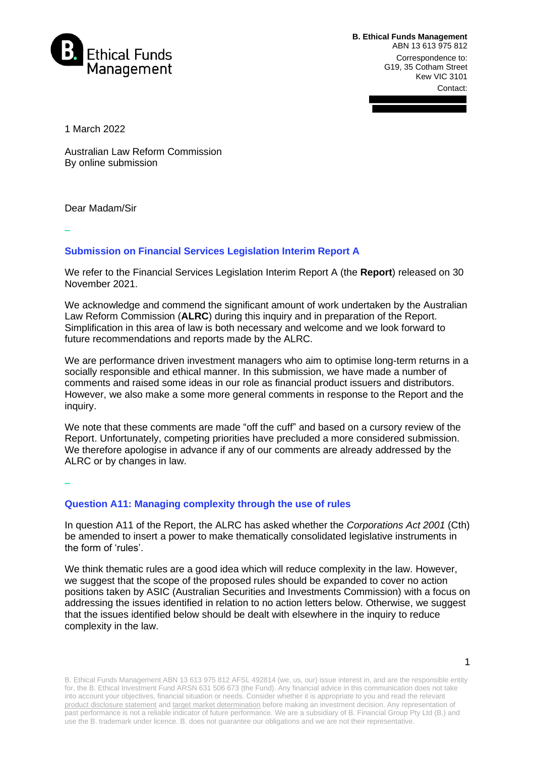**B. Ethical Funds Management**
ABN 13 613 975 812

Correspondence to:
G19, 35 Cotham Street
Kew VIC 3101

Contact:

1 March 2022

Australian Law Reform Commission
By online submission

Dear Madam/Sir

## Submission on Financial Services Legislation Interim Report A

We refer to the Financial Services Legislation Interim Report A (the **Report**) released on 30 November 2021.

We acknowledge and commend the significant amount of work undertaken by the Australian Law Reform Commission (**ALRC**) during this inquiry and in preparation of the Report. Simplification in this area of law is both necessary and welcome and we look forward to future recommendations and reports made by the ALRC.

We are performance driven investment managers who aim to optimise long-term returns in a socially responsible and ethical manner. In this submission, we have made a number of comments and raised some ideas in our role as financial product issuers and distributors. However, we also make a some more general comments in response to the Report and the inquiry.

We note that these comments are made "off the cuff" and based on a cursory review of the Report. Unfortunately, competing priorities have precluded a more considered submission. We therefore apologise in advance if any of our comments are already addressed by the ALRC or by changes in law.

## Question A11: Managing complexity through the use of rules

In question A11 of the Report, the ALRC has asked whether the *Corporations Act 2001* (Cth) be amended to insert a power to make thematically consolidated legislative instruments in the form of 'rules'.

We think thematic rules are a good idea which will reduce complexity in the law. However, we suggest that the scope of the proposed rules should be expanded to cover no action positions taken by ASIC (Australian Securities and Investments Commission) with a focus on addressing the issues identified in relation to no action letters below. Otherwise, we suggest that the issues identified below should be dealt with elsewhere in the inquiry to reduce complexity in the law.

B. Ethical Funds Management ABN 13 613 975 812 AFSL 492814 (we, us, our) issue interest in, and are the responsible entity for, the B. Ethical Investment Fund ARSN 631 506 673 (the Fund). Any financial advice in this communication does not take into account your objectives, financial situation or needs. Consider whether it is appropriate to you and read the relevant product disclosure statement and target market determination before making an investment decision. Any representation of past performance is not a reliable indicator of future performance. We are a subsidiary of B. Financial Group Pty Ltd (B.) and use the B. trademark under licence. B. does not guarantee our obligations and we are not their representative.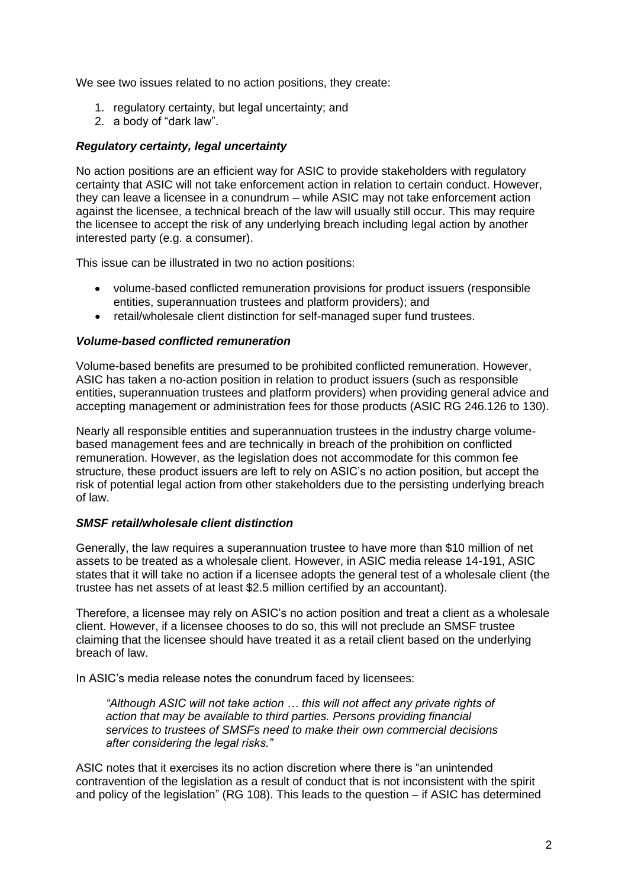We see two issues related to no action positions, they create:

1. regulatory certainty, but legal uncertainty; and
2. a body of "dark law".

### *Regulatory certainty, legal uncertainty*

No action positions are an efficient way for ASIC to provide stakeholders with regulatory certainty that ASIC will not take enforcement action in relation to certain conduct. However, they can leave a licensee in a conundrum – while ASIC may not take enforcement action against the licensee, a technical breach of the law will usually still occur. This may require the licensee to accept the risk of any underlying breach including legal action by another interested party (e.g. a consumer).

This issue can be illustrated in two no action positions:

- volume-based conflicted remuneration provisions for product issuers (responsible entities, superannuation trustees and platform providers); and
- retail/wholesale client distinction for self-managed super fund trustees.

### *Volume-based conflicted remuneration*

Volume-based benefits are presumed to be prohibited conflicted remuneration. However, ASIC has taken a no-action position in relation to product issuers (such as responsible entities, superannuation trustees and platform providers) when providing general advice and accepting management or administration fees for those products (ASIC RG 246.126 to 130).

Nearly all responsible entities and superannuation trustees in the industry charge volume-based management fees and are technically in breach of the prohibition on conflicted remuneration. However, as the legislation does not accommodate for this common fee structure, these product issuers are left to rely on ASIC's no action position, but accept the risk of potential legal action from other stakeholders due to the persisting underlying breach of law.

### *SMSF retail/wholesale client distinction*

Generally, the law requires a superannuation trustee to have more than $10 million of net assets to be treated as a wholesale client. However, in ASIC media release 14-191, ASIC states that it will take no action if a licensee adopts the general test of a wholesale client (the trustee has net assets of at least $2.5 million certified by an accountant).

Therefore, a licensee may rely on ASIC's no action position and treat a client as a wholesale client. However, if a licensee chooses to do so, this will not preclude an SMSF trustee claiming that the licensee should have treated it as a retail client based on the underlying breach of law.

In ASIC's media release notes the conundrum faced by licensees:

> *"Although ASIC will not take action … this will not affect any private rights of action that may be available to third parties. Persons providing financial services to trustees of SMSFs need to make their own commercial decisions after considering the legal risks."*

ASIC notes that it exercises its no action discretion where there is "an unintended contravention of the legislation as a result of conduct that is not inconsistent with the spirit and policy of the legislation" (RG 108). This leads to the question – if ASIC has determined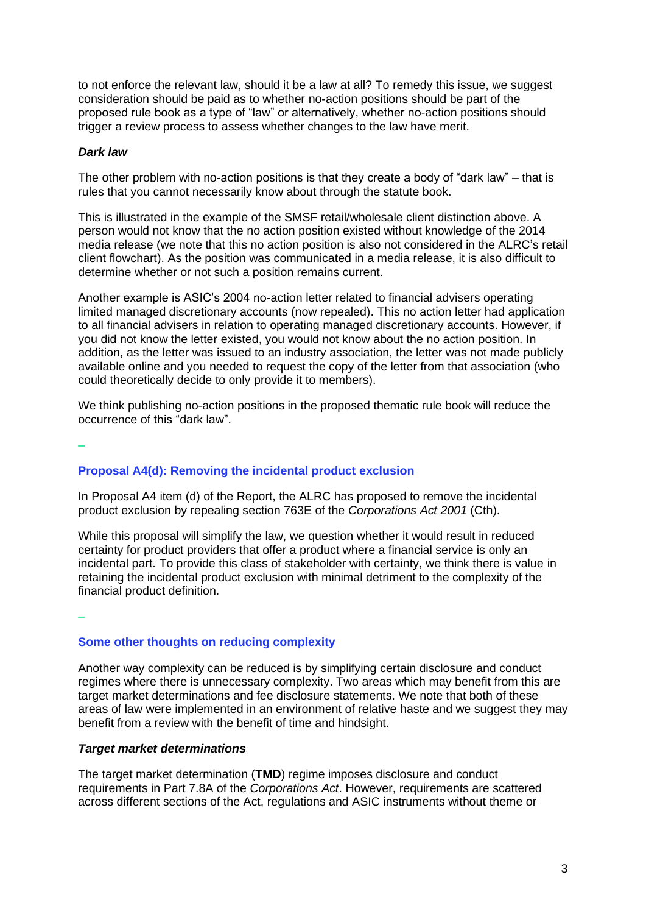to not enforce the relevant law, should it be a law at all? To remedy this issue, we suggest consideration should be paid as to whether no-action positions should be part of the proposed rule book as a type of "law" or alternatively, whether no-action positions should trigger a review process to assess whether changes to the law have merit.

### *Dark law*

The other problem with no-action positions is that they create a body of "dark law" – that is rules that you cannot necessarily know about through the statute book.

This is illustrated in the example of the SMSF retail/wholesale client distinction above. A person would not know that the no action position existed without knowledge of the 2014 media release (we note that this no action position is also not considered in the ALRC's retail client flowchart). As the position was communicated in a media release, it is also difficult to determine whether or not such a position remains current.

Another example is ASIC's 2004 no-action letter related to financial advisers operating limited managed discretionary accounts (now repealed). This no action letter had application to all financial advisers in relation to operating managed discretionary accounts. However, if you did not know the letter existed, you would not know about the no action position. In addition, as the letter was issued to an industry association, the letter was not made publicly available online and you needed to request the copy of the letter from that association (who could theoretically decide to only provide it to members).

We think publishing no-action positions in the proposed thematic rule book will reduce the occurrence of this "dark law".

–

## Proposal A4(d): Removing the incidental product exclusion

In Proposal A4 item (d) of the Report, the ALRC has proposed to remove the incidental product exclusion by repealing section 763E of the *Corporations Act 2001* (Cth).

While this proposal will simplify the law, we question whether it would result in reduced certainty for product providers that offer a product where a financial service is only an incidental part. To provide this class of stakeholder with certainty, we think there is value in retaining the incidental product exclusion with minimal detriment to the complexity of the financial product definition.

–

## Some other thoughts on reducing complexity

Another way complexity can be reduced is by simplifying certain disclosure and conduct regimes where there is unnecessary complexity. Two areas which may benefit from this are target market determinations and fee disclosure statements. We note that both of these areas of law were implemented in an environment of relative haste and we suggest they may benefit from a review with the benefit of time and hindsight.

### *Target market determinations*

The target market determination (**TMD**) regime imposes disclosure and conduct requirements in Part 7.8A of the *Corporations Act*. However, requirements are scattered across different sections of the Act, regulations and ASIC instruments without theme or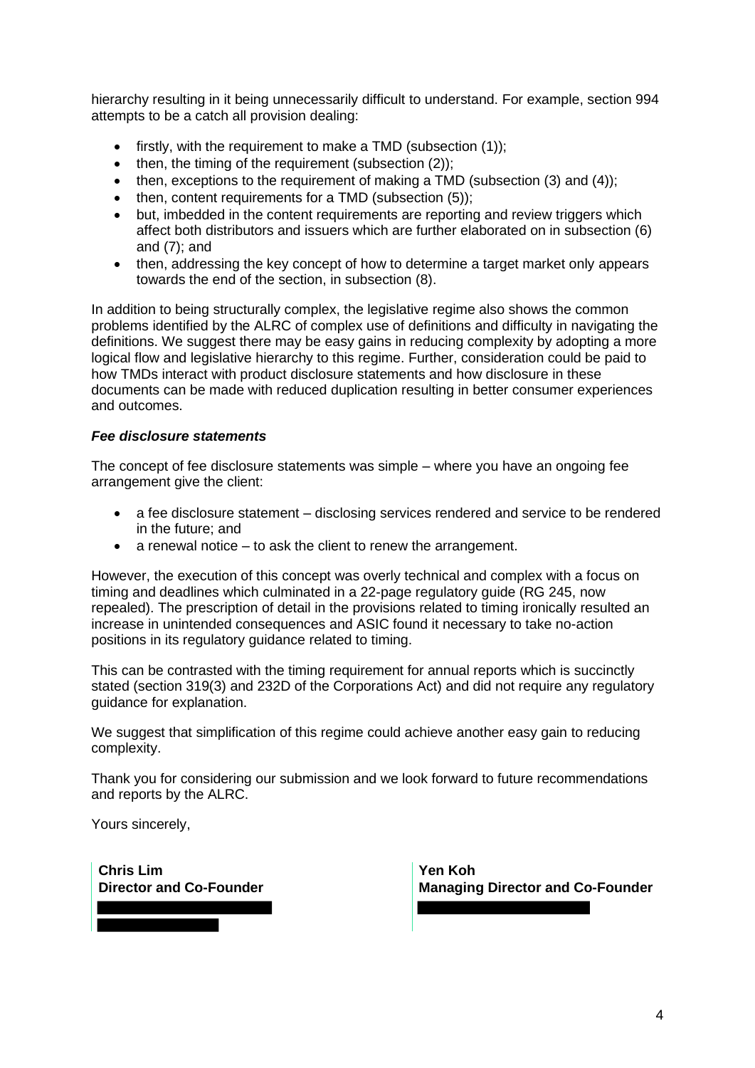hierarchy resulting in it being unnecessarily difficult to understand. For example, section 994 attempts to be a catch all provision dealing:

- firstly, with the requirement to make a TMD (subsection (1));
- then, the timing of the requirement (subsection (2));
- then, exceptions to the requirement of making a TMD (subsection (3) and (4));
- then, content requirements for a TMD (subsection (5));
- but, imbedded in the content requirements are reporting and review triggers which affect both distributors and issuers which are further elaborated on in subsection (6) and (7); and
- then, addressing the key concept of how to determine a target market only appears towards the end of the section, in subsection (8).

In addition to being structurally complex, the legislative regime also shows the common problems identified by the ALRC of complex use of definitions and difficulty in navigating the definitions. We suggest there may be easy gains in reducing complexity by adopting a more logical flow and legislative hierarchy to this regime. Further, consideration could be paid to how TMDs interact with product disclosure statements and how disclosure in these documents can be made with reduced duplication resulting in better consumer experiences and outcomes.

***Fee disclosure statements***

The concept of fee disclosure statements was simple – where you have an ongoing fee arrangement give the client:

- a fee disclosure statement – disclosing services rendered and service to be rendered in the future; and
- a renewal notice – to ask the client to renew the arrangement.

However, the execution of this concept was overly technical and complex with a focus on timing and deadlines which culminated in a 22-page regulatory guide (RG 245, now repealed). The prescription of detail in the provisions related to timing ironically resulted an increase in unintended consequences and ASIC found it necessary to take no-action positions in its regulatory guidance related to timing.

This can be contrasted with the timing requirement for annual reports which is succinctly stated (section 319(3) and 232D of the Corporations Act) and did not require any regulatory guidance for explanation.

We suggest that simplification of this regime could achieve another easy gain to reducing complexity.

Thank you for considering our submission and we look forward to future recommendations and reports by the ALRC.

Yours sincerely,

**Chris Lim**
**Director and Co-Founder**

**Yen Koh**
**Managing Director and Co-Founder**